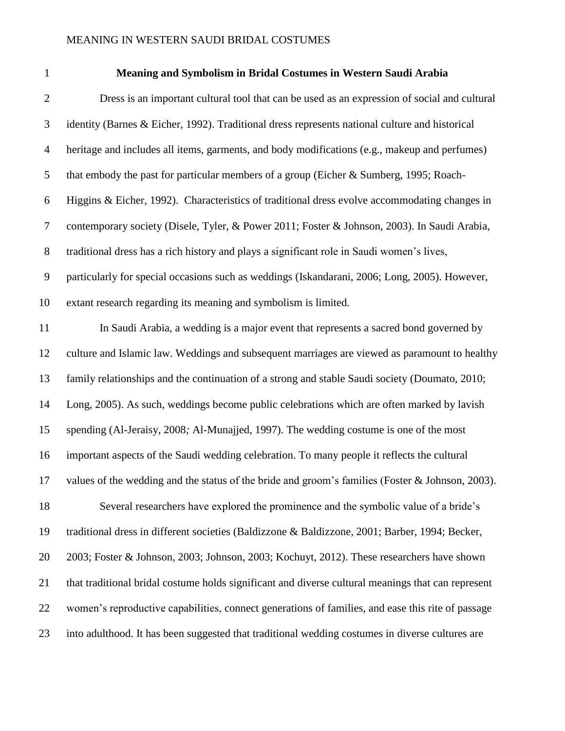# Meaning and Symbolism in Bridal Costumes in Western Saudi Arabia

Dress is an important cultural tool that can be used as an expression of social and cultural identity (Barnes & Eicher, 1992). Traditional dress represents national culture and historical heritage and includes all items, garments, and body modifications (e.g., makeup and perfumes) that embody the past for particular members of a group (Eicher & Sumberg, 1995; Roach-Higgins & Eicher, 1992). Characteristics of traditional dress evolve accommodating changes in contemporary society (Disele, Tyler, & Power 2011; Foster & Johnson, 2003). In Saudi Arabia, traditional dress has a rich history and plays a significant role in Saudi women's lives, particularly for special occasions such as weddings (Iskandarani, 2006; Long, 2005). However, extant research regarding its meaning and symbolism is limited.

In Saudi Arabia, a wedding is a major event that represents a sacred bond governed by culture and Islamic law. Weddings and subsequent marriages are viewed as paramount to healthy family relationships and the continuation of a strong and stable Saudi society (Doumato, 2010; Long, 2005). As such, weddings become public celebrations which are often marked by lavish spending (Al-Jeraisy, 2008*;* Al-Munajjed, 1997). The wedding costume is one of the most important aspects of the Saudi wedding celebration. To many people it reflects the cultural values of the wedding and the status of the bride and groom's families (Foster & Johnson, 2003).

Several researchers have explored the prominence and the symbolic value of a bride's traditional dress in different societies (Baldizzone & Baldizzone, 2001; Barber, 1994; Becker, 2003; Foster & Johnson, 2003; Johnson, 2003; Kochuyt, 2012). These researchers have shown that traditional bridal costume holds significant and diverse cultural meanings that can represent women's reproductive capabilities, connect generations of families, and ease this rite of passage into adulthood. It has been suggested that traditional wedding costumes in diverse cultures are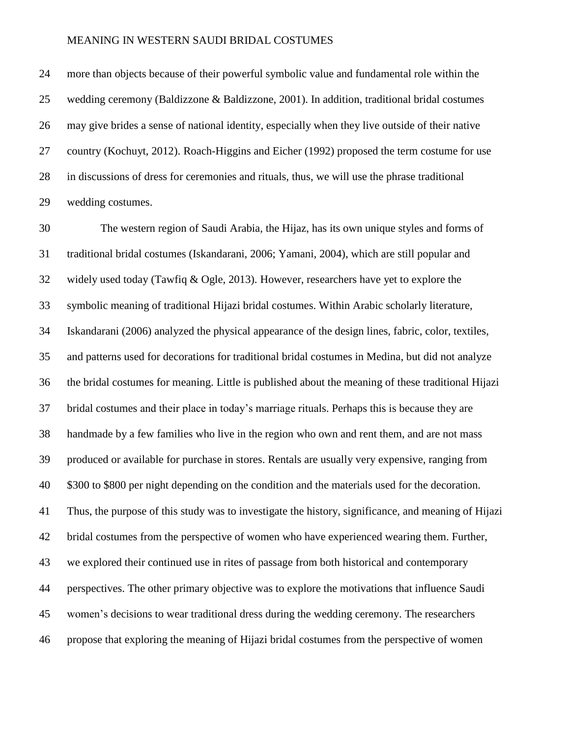more than objects because of their powerful symbolic value and fundamental role within the wedding ceremony (Baldizzone & Baldizzone, 2001). In addition, traditional bridal costumes may give brides a sense of national identity, especially when they live outside of their native country (Kochuyt, 2012). Roach-Higgins and Eicher (1992) proposed the term costume for use in discussions of dress for ceremonies and rituals, thus, we will use the phrase traditional wedding costumes.

The western region of Saudi Arabia, the Hijaz, has its own unique styles and forms of traditional bridal costumes (Iskandarani, 2006; Yamani, 2004), which are still popular and widely used today (Tawfiq & Ogle, 2013). However, researchers have yet to explore the symbolic meaning of traditional Hijazi bridal costumes. Within Arabic scholarly literature, Iskandarani (2006) analyzed the physical appearance of the design lines, fabric, color, textiles, and patterns used for decorations for traditional bridal costumes in Medina, but did not analyze the bridal costumes for meaning. Little is published about the meaning of these traditional Hijazi bridal costumes and their place in today's marriage rituals. Perhaps this is because they are handmade by a few families who live in the region who own and rent them, and are not mass produced or available for purchase in stores. Rentals are usually very expensive, ranging from $300 to $800 per night depending on the condition and the materials used for the decoration. Thus, the purpose of this study was to investigate the history, significance, and meaning of Hijazi bridal costumes from the perspective of women who have experienced wearing them. Further, we explored their continued use in rites of passage from both historical and contemporary perspectives. The other primary objective was to explore the motivations that influence Saudi women's decisions to wear traditional dress during the wedding ceremony. The researchers propose that exploring the meaning of Hijazi bridal costumes from the perspective of women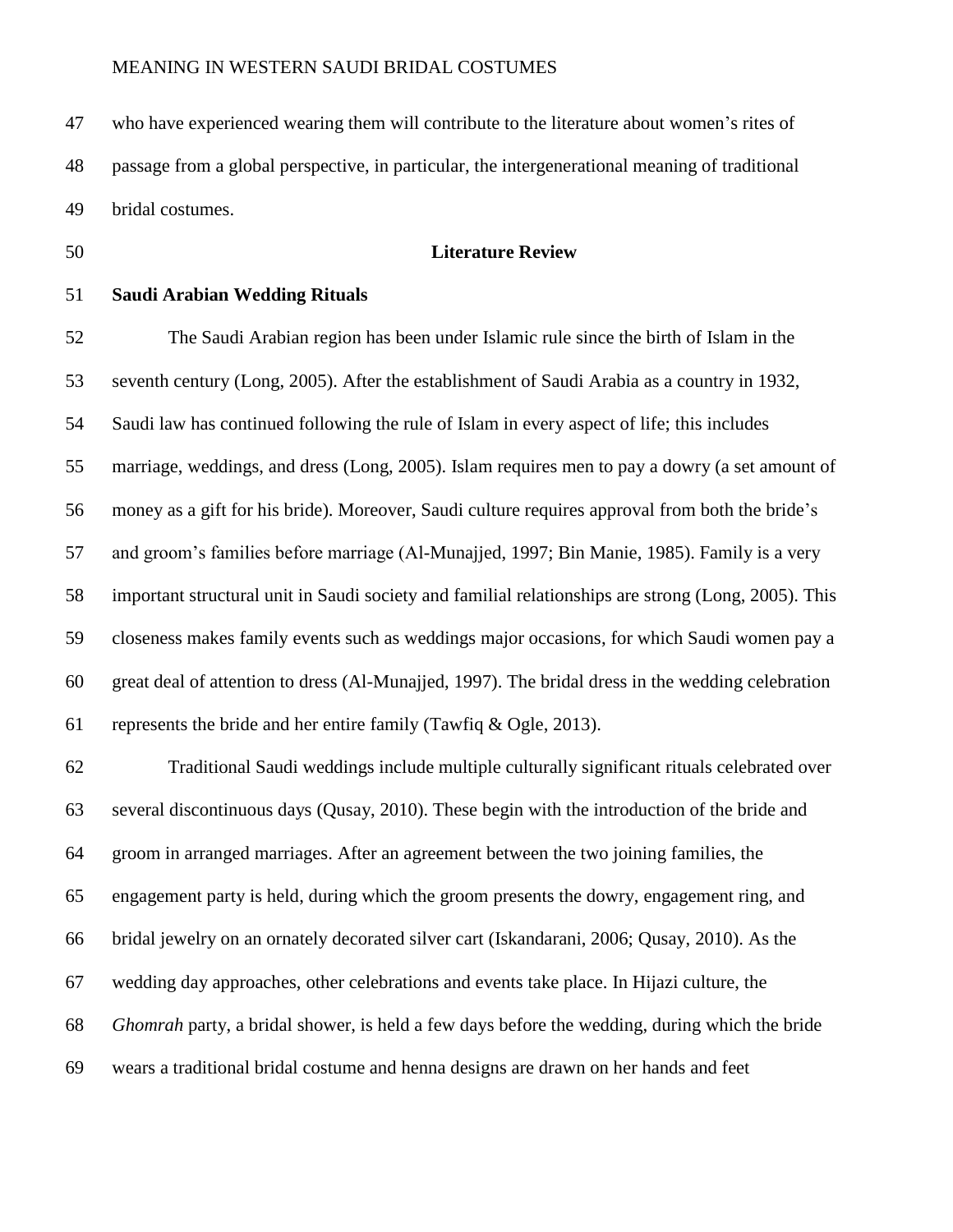who have experienced wearing them will contribute to the literature about women's rites of passage from a global perspective, in particular, the intergenerational meaning of traditional bridal costumes.

## Literature Review

### Saudi Arabian Wedding Rituals

The Saudi Arabian region has been under Islamic rule since the birth of Islam in the seventh century (Long, 2005). After the establishment of Saudi Arabia as a country in 1932, Saudi law has continued following the rule of Islam in every aspect of life; this includes marriage, weddings, and dress (Long, 2005). Islam requires men to pay a dowry (a set amount of money as a gift for his bride). Moreover, Saudi culture requires approval from both the bride's and groom's families before marriage (Al-Munajjed, 1997; Bin Manie, 1985). Family is a very important structural unit in Saudi society and familial relationships are strong (Long, 2005). This closeness makes family events such as weddings major occasions, for which Saudi women pay a great deal of attention to dress (Al-Munajjed, 1997). The bridal dress in the wedding celebration represents the bride and her entire family (Tawfiq & Ogle, 2013).

Traditional Saudi weddings include multiple culturally significant rituals celebrated over several discontinuous days (Qusay, 2010). These begin with the introduction of the bride and groom in arranged marriages. After an agreement between the two joining families, the engagement party is held, during which the groom presents the dowry, engagement ring, and bridal jewelry on an ornately decorated silver cart (Iskandarani, 2006; Qusay, 2010). As the wedding day approaches, other celebrations and events take place. In Hijazi culture, the *Ghomrah* party, a bridal shower, is held a few days before the wedding, during which the bride wears a traditional bridal costume and henna designs are drawn on her hands and feet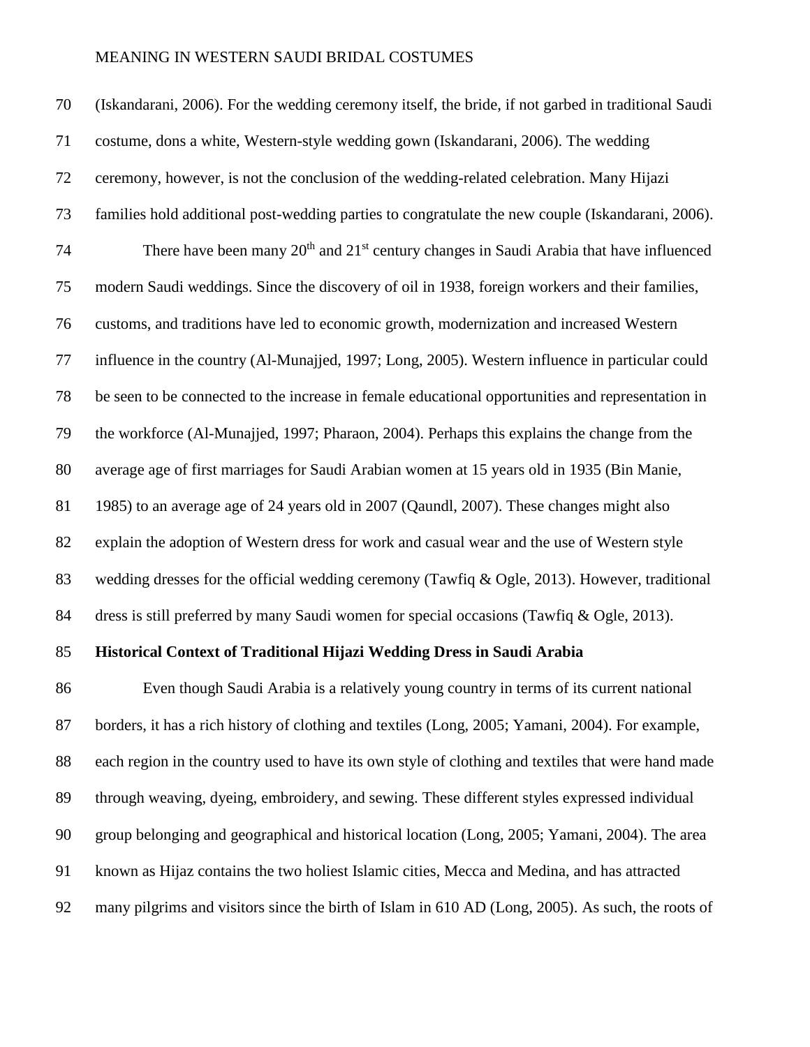(Iskandarani, 2006). For the wedding ceremony itself, the bride, if not garbed in traditional Saudi costume, dons a white, Western-style wedding gown (Iskandarani, 2006). The wedding ceremony, however, is not the conclusion of the wedding-related celebration. Many Hijazi families hold additional post-wedding parties to congratulate the new couple (Iskandarani, 2006).

There have been many 20th and 21st century changes in Saudi Arabia that have influenced modern Saudi weddings. Since the discovery of oil in 1938, foreign workers and their families, customs, and traditions have led to economic growth, modernization and increased Western influence in the country (Al-Munajjed, 1997; Long, 2005). Western influence in particular could be seen to be connected to the increase in female educational opportunities and representation in the workforce (Al-Munajjed, 1997; Pharaon, 2004). Perhaps this explains the change from the average age of first marriages for Saudi Arabian women at 15 years old in 1935 (Bin Manie, 1985) to an average age of 24 years old in 2007 (Qaundl, 2007). These changes might also explain the adoption of Western dress for work and casual wear and the use of Western style wedding dresses for the official wedding ceremony (Tawfiq & Ogle, 2013). However, traditional dress is still preferred by many Saudi women for special occasions (Tawfiq & Ogle, 2013).

**Historical Context of Traditional Hijazi Wedding Dress in Saudi Arabia**

Even though Saudi Arabia is a relatively young country in terms of its current national borders, it has a rich history of clothing and textiles (Long, 2005; Yamani, 2004). For example, each region in the country used to have its own style of clothing and textiles that were hand made through weaving, dyeing, embroidery, and sewing. These different styles expressed individual group belonging and geographical and historical location (Long, 2005; Yamani, 2004). The area known as Hijaz contains the two holiest Islamic cities, Mecca and Medina, and has attracted many pilgrims and visitors since the birth of Islam in 610 AD (Long, 2005). As such, the roots of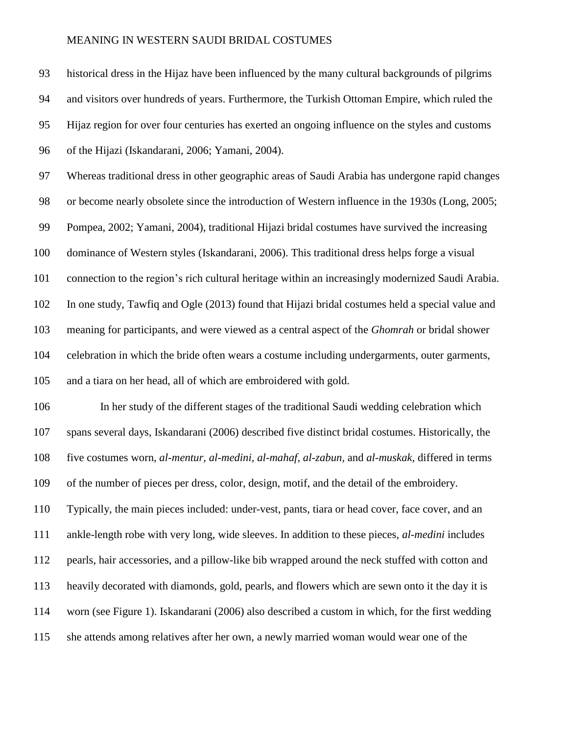historical dress in the Hijaz have been influenced by the many cultural backgrounds of pilgrims and visitors over hundreds of years. Furthermore, the Turkish Ottoman Empire, which ruled the Hijaz region for over four centuries has exerted an ongoing influence on the styles and customs of the Hijazi (Iskandarani, 2006; Yamani, 2004).

Whereas traditional dress in other geographic areas of Saudi Arabia has undergone rapid changes or become nearly obsolete since the introduction of Western influence in the 1930s (Long, 2005; Pompea, 2002; Yamani, 2004), traditional Hijazi bridal costumes have survived the increasing dominance of Western styles (Iskandarani, 2006). This traditional dress helps forge a visual connection to the region's rich cultural heritage within an increasingly modernized Saudi Arabia. In one study, Tawfiq and Ogle (2013) found that Hijazi bridal costumes held a special value and meaning for participants, and were viewed as a central aspect of the *Ghomrah* or bridal shower celebration in which the bride often wears a costume including undergarments, outer garments, and a tiara on her head, all of which are embroidered with gold.

In her study of the different stages of the traditional Saudi wedding celebration which spans several days, Iskandarani (2006) described five distinct bridal costumes. Historically, the five costumes worn, *al-mentur, al-medini, al-mahaf, al-zabun,* and *al-muskak,* differed in terms of the number of pieces per dress, color, design, motif, and the detail of the embroidery. Typically, the main pieces included: under-vest, pants, tiara or head cover, face cover, and an ankle-length robe with very long, wide sleeves. In addition to these pieces, *al-medini* includes pearls, hair accessories, and a pillow-like bib wrapped around the neck stuffed with cotton and heavily decorated with diamonds, gold, pearls, and flowers which are sewn onto it the day it is worn (see Figure 1). Iskandarani (2006) also described a custom in which, for the first wedding she attends among relatives after her own, a newly married woman would wear one of the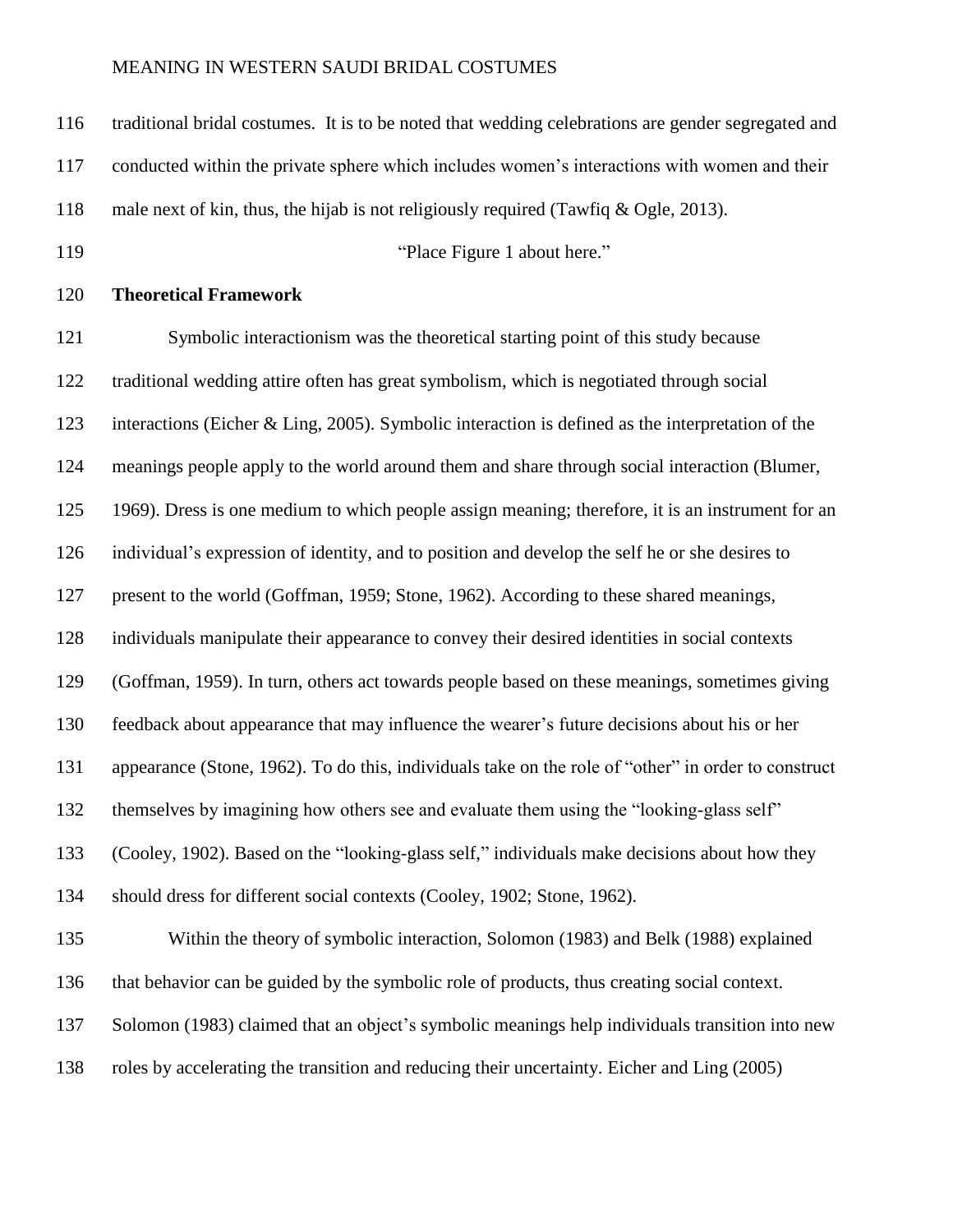traditional bridal costumes. It is to be noted that wedding celebrations are gender segregated and conducted within the private sphere which includes women's interactions with women and their male next of kin, thus, the hijab is not religiously required (Tawfiq & Ogle, 2013).

"Place Figure 1 about here."

## Theoretical Framework

Symbolic interactionism was the theoretical starting point of this study because traditional wedding attire often has great symbolism, which is negotiated through social interactions (Eicher & Ling, 2005). Symbolic interaction is defined as the interpretation of the meanings people apply to the world around them and share through social interaction (Blumer, 1969). Dress is one medium to which people assign meaning; therefore, it is an instrument for an individual's expression of identity, and to position and develop the self he or she desires to present to the world (Goffman, 1959; Stone, 1962). According to these shared meanings, individuals manipulate their appearance to convey their desired identities in social contexts (Goffman, 1959). In turn, others act towards people based on these meanings, sometimes giving feedback about appearance that may influence the wearer's future decisions about his or her appearance (Stone, 1962). To do this, individuals take on the role of "other" in order to construct themselves by imagining how others see and evaluate them using the "looking-glass self" (Cooley, 1902). Based on the "looking-glass self," individuals make decisions about how they should dress for different social contexts (Cooley, 1902; Stone, 1962).

Within the theory of symbolic interaction, Solomon (1983) and Belk (1988) explained that behavior can be guided by the symbolic role of products, thus creating social context. Solomon (1983) claimed that an object's symbolic meanings help individuals transition into new roles by accelerating the transition and reducing their uncertainty. Eicher and Ling (2005)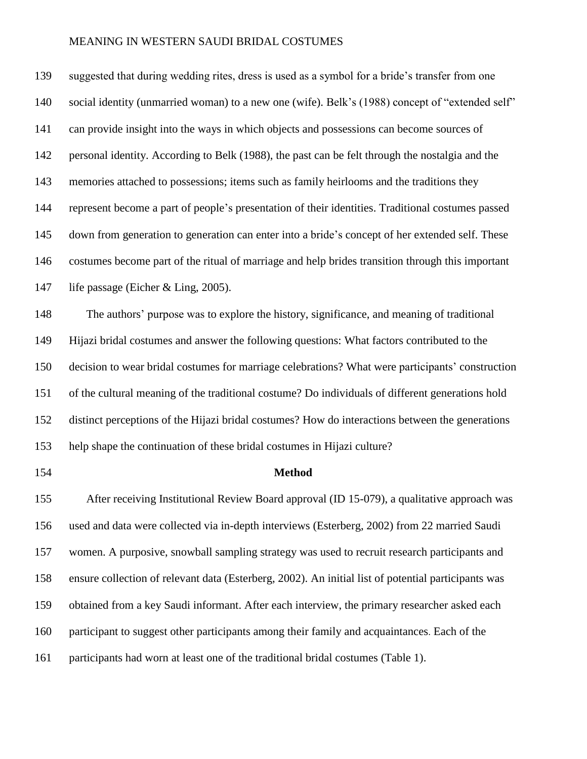suggested that during wedding rites, dress is used as a symbol for a bride's transfer from one social identity (unmarried woman) to a new one (wife). Belk's (1988) concept of "extended self" can provide insight into the ways in which objects and possessions can become sources of personal identity. According to Belk (1988), the past can be felt through the nostalgia and the memories attached to possessions; items such as family heirlooms and the traditions they represent become a part of people's presentation of their identities. Traditional costumes passed down from generation to generation can enter into a bride's concept of her extended self. These costumes become part of the ritual of marriage and help brides transition through this important life passage (Eicher & Ling, 2005).

The authors' purpose was to explore the history, significance, and meaning of traditional Hijazi bridal costumes and answer the following questions: What factors contributed to the decision to wear bridal costumes for marriage celebrations? What were participants' construction of the cultural meaning of the traditional costume? Do individuals of different generations hold distinct perceptions of the Hijazi bridal costumes? How do interactions between the generations help shape the continuation of these bridal costumes in Hijazi culture?

## Method

After receiving Institutional Review Board approval (ID 15-079), a qualitative approach was used and data were collected via in-depth interviews (Esterberg, 2002) from 22 married Saudi women. A purposive, snowball sampling strategy was used to recruit research participants and ensure collection of relevant data (Esterberg, 2002). An initial list of potential participants was obtained from a key Saudi informant. After each interview, the primary researcher asked each participant to suggest other participants among their family and acquaintances. Each of the participants had worn at least one of the traditional bridal costumes (Table 1).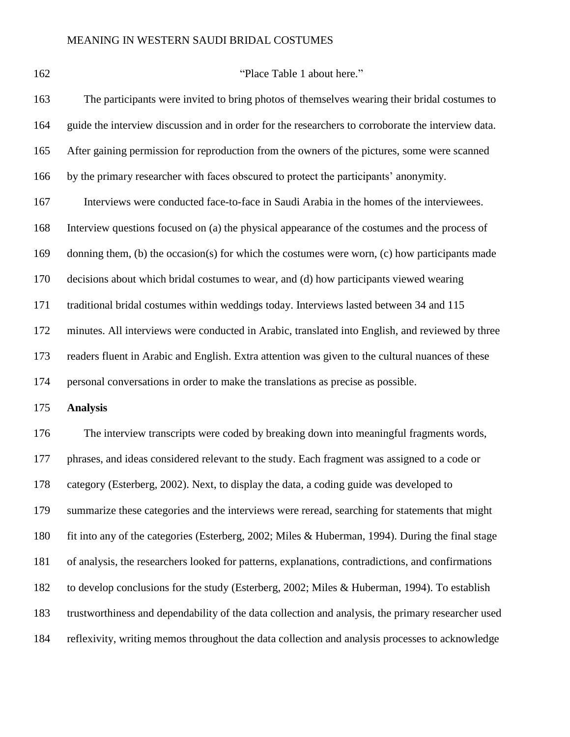"Place Table 1 about here."

The participants were invited to bring photos of themselves wearing their bridal costumes to guide the interview discussion and in order for the researchers to corroborate the interview data. After gaining permission for reproduction from the owners of the pictures, some were scanned by the primary researcher with faces obscured to protect the participants' anonymity.

Interviews were conducted face-to-face in Saudi Arabia in the homes of the interviewees. Interview questions focused on (a) the physical appearance of the costumes and the process of donning them, (b) the occasion(s) for which the costumes were worn, (c) how participants made decisions about which bridal costumes to wear, and (d) how participants viewed wearing traditional bridal costumes within weddings today. Interviews lasted between 34 and 115 minutes. All interviews were conducted in Arabic, translated into English, and reviewed by three readers fluent in Arabic and English. Extra attention was given to the cultural nuances of these personal conversations in order to make the translations as precise as possible.

**Analysis**

The interview transcripts were coded by breaking down into meaningful fragments words, phrases, and ideas considered relevant to the study. Each fragment was assigned to a code or category (Esterberg, 2002). Next, to display the data, a coding guide was developed to summarize these categories and the interviews were reread, searching for statements that might fit into any of the categories (Esterberg, 2002; Miles & Huberman, 1994). During the final stage of analysis, the researchers looked for patterns, explanations, contradictions, and confirmations to develop conclusions for the study (Esterberg, 2002; Miles & Huberman, 1994). To establish trustworthiness and dependability of the data collection and analysis, the primary researcher used reflexivity, writing memos throughout the data collection and analysis processes to acknowledge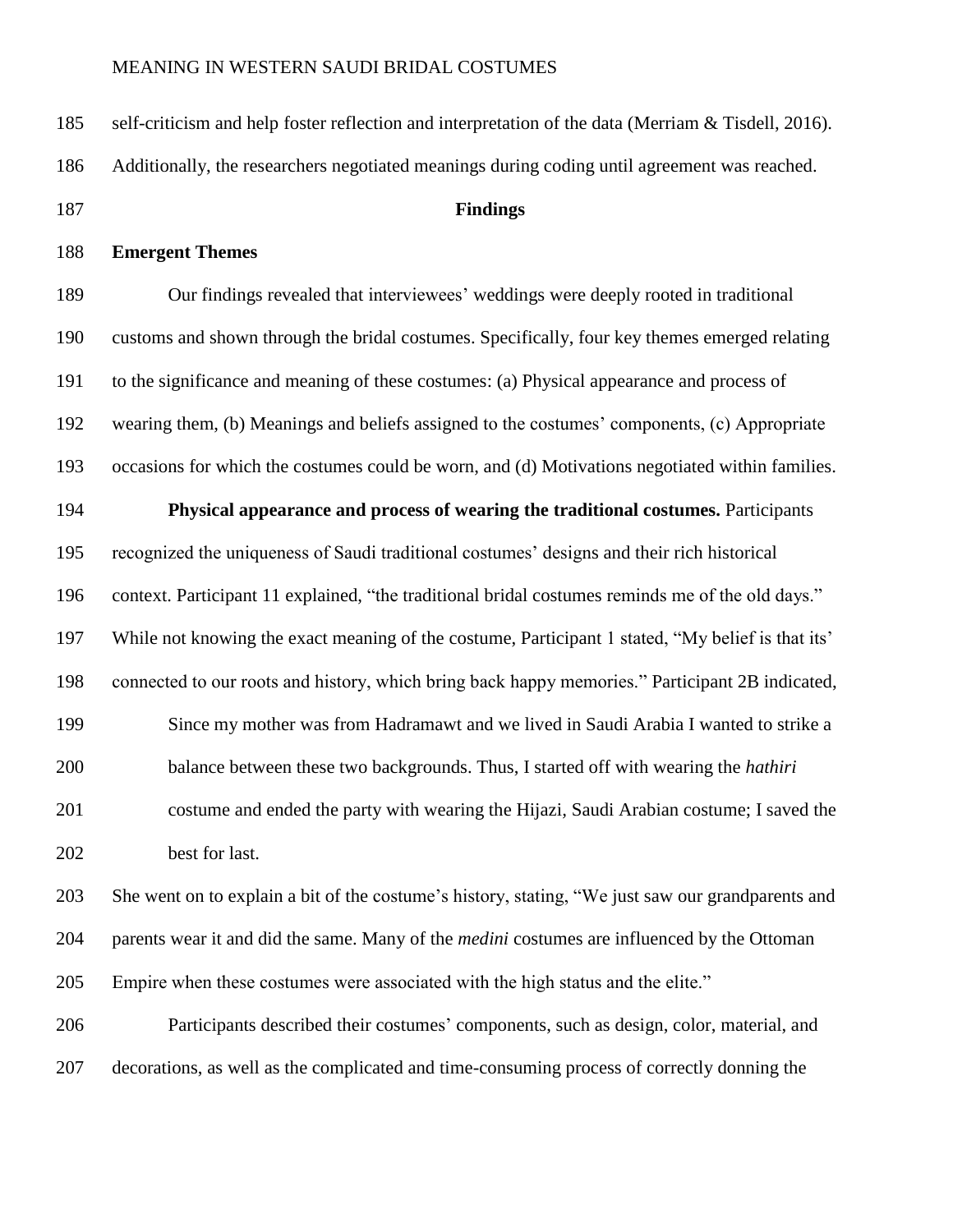self-criticism and help foster reflection and interpretation of the data (Merriam & Tisdell, 2016). Additionally, the researchers negotiated meanings during coding until agreement was reached.

## Findings

### Emergent Themes

Our findings revealed that interviewees' weddings were deeply rooted in traditional customs and shown through the bridal costumes. Specifically, four key themes emerged relating to the significance and meaning of these costumes: (a) Physical appearance and process of wearing them, (b) Meanings and beliefs assigned to the costumes' components, (c) Appropriate occasions for which the costumes could be worn, and (d) Motivations negotiated within families.

**Physical appearance and process of wearing the traditional costumes.** Participants recognized the uniqueness of Saudi traditional costumes' designs and their rich historical context. Participant 11 explained, "the traditional bridal costumes reminds me of the old days." While not knowing the exact meaning of the costume, Participant 1 stated, "My belief is that its' connected to our roots and history, which bring back happy memories." Participant 2B indicated,

> Since my mother was from Hadramawt and we lived in Saudi Arabia I wanted to strike a balance between these two backgrounds. Thus, I started off with wearing the *hathiri* costume and ended the party with wearing the Hijazi, Saudi Arabian costume; I saved the best for last.

She went on to explain a bit of the costume's history, stating, "We just saw our grandparents and parents wear it and did the same. Many of the *medini* costumes are influenced by the Ottoman Empire when these costumes were associated with the high status and the elite."

Participants described their costumes' components, such as design, color, material, and decorations, as well as the complicated and time-consuming process of correctly donning the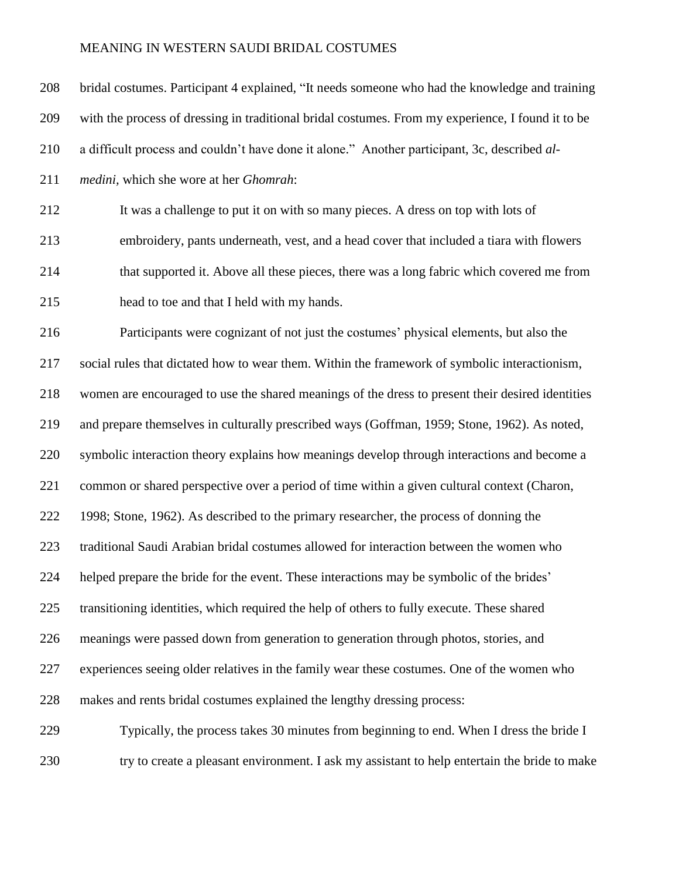bridal costumes. Participant 4 explained, "It needs someone who had the knowledge and training with the process of dressing in traditional bridal costumes. From my experience, I found it to be a difficult process and couldn't have done it alone." Another participant, 3c, described *al-medini*, which she wore at her *Ghomrah*:

> It was a challenge to put it on with so many pieces. A dress on top with lots of embroidery, pants underneath, vest, and a head cover that included a tiara with flowers that supported it. Above all these pieces, there was a long fabric which covered me from head to toe and that I held with my hands.

Participants were cognizant of not just the costumes' physical elements, but also the social rules that dictated how to wear them. Within the framework of symbolic interactionism, women are encouraged to use the shared meanings of the dress to present their desired identities and prepare themselves in culturally prescribed ways (Goffman, 1959; Stone, 1962). As noted, symbolic interaction theory explains how meanings develop through interactions and become a common or shared perspective over a period of time within a given cultural context (Charon, 1998; Stone, 1962). As described to the primary researcher, the process of donning the traditional Saudi Arabian bridal costumes allowed for interaction between the women who helped prepare the bride for the event. These interactions may be symbolic of the brides' transitioning identities, which required the help of others to fully execute. These shared meanings were passed down from generation to generation through photos, stories, and experiences seeing older relatives in the family wear these costumes. One of the women who makes and rents bridal costumes explained the lengthy dressing process:

> Typically, the process takes 30 minutes from beginning to end. When I dress the bride I try to create a pleasant environment. I ask my assistant to help entertain the bride to make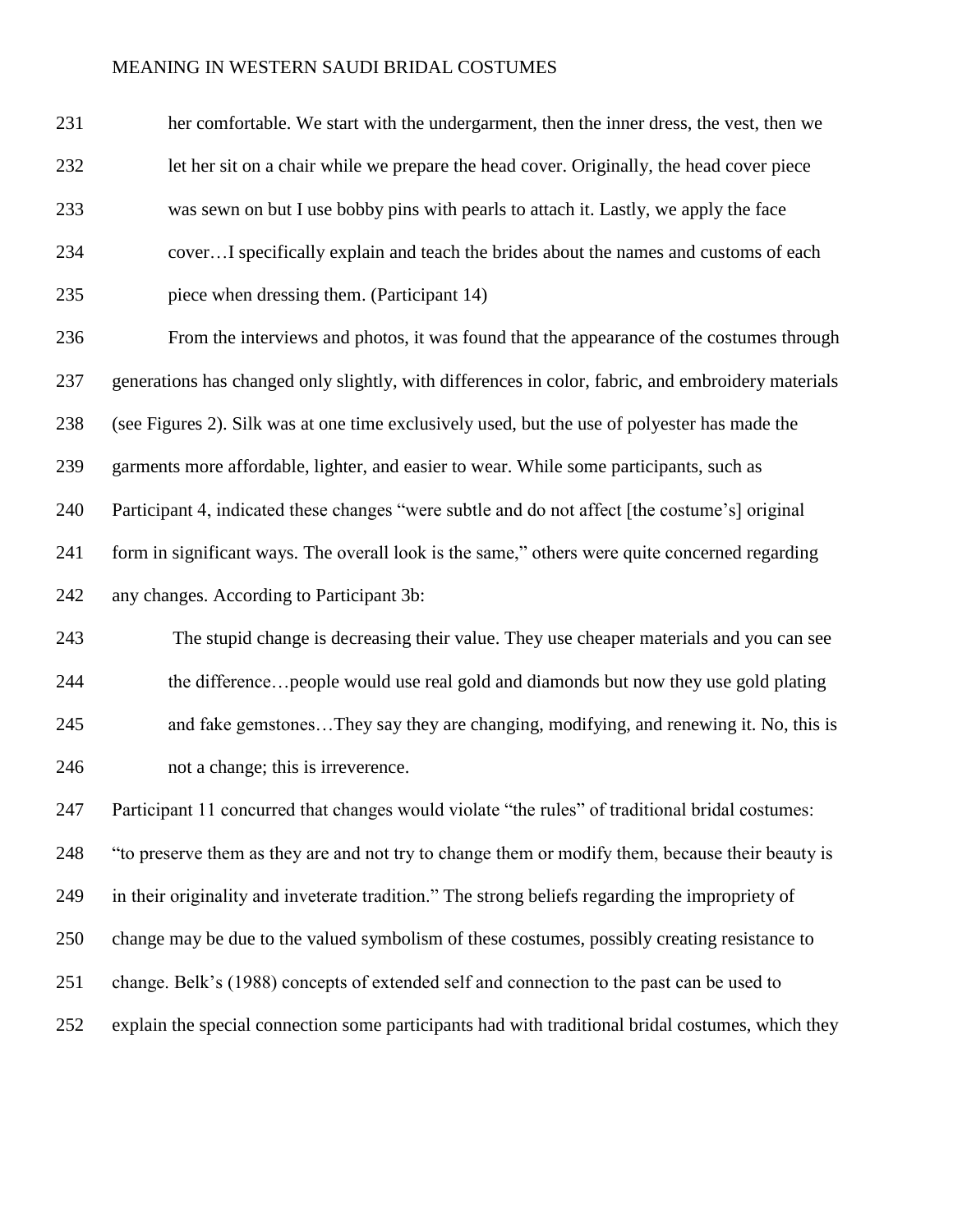her comfortable. We start with the undergarment, then the inner dress, the vest, then we let her sit on a chair while we prepare the head cover. Originally, the head cover piece was sewn on but I use bobby pins with pearls to attach it. Lastly, we apply the face cover…I specifically explain and teach the brides about the names and customs of each piece when dressing them. (Participant 14)

From the interviews and photos, it was found that the appearance of the costumes through generations has changed only slightly, with differences in color, fabric, and embroidery materials (see Figures 2). Silk was at one time exclusively used, but the use of polyester has made the garments more affordable, lighter, and easier to wear. While some participants, such as Participant 4, indicated these changes "were subtle and do not affect [the costume's] original form in significant ways. The overall look is the same," others were quite concerned regarding any changes. According to Participant 3b:

> The stupid change is decreasing their value. They use cheaper materials and you can see the difference…people would use real gold and diamonds but now they use gold plating and fake gemstones…They say they are changing, modifying, and renewing it. No, this is not a change; this is irreverence.

Participant 11 concurred that changes would violate "the rules" of traditional bridal costumes: "to preserve them as they are and not try to change them or modify them, because their beauty is in their originality and inveterate tradition." The strong beliefs regarding the impropriety of change may be due to the valued symbolism of these costumes, possibly creating resistance to change. Belk's (1988) concepts of extended self and connection to the past can be used to explain the special connection some participants had with traditional bridal costumes, which they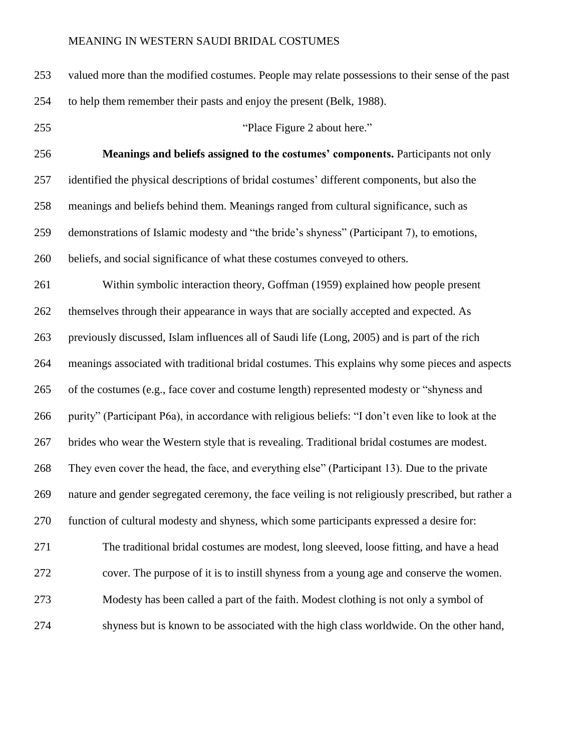valued more than the modified costumes. People may relate possessions to their sense of the past to help them remember their pasts and enjoy the present (Belk, 1988).

"Place Figure 2 about here."

**Meanings and beliefs assigned to the costumes' components.** Participants not only identified the physical descriptions of bridal costumes' different components, but also the meanings and beliefs behind them. Meanings ranged from cultural significance, such as demonstrations of Islamic modesty and "the bride's shyness" (Participant 7), to emotions, beliefs, and social significance of what these costumes conveyed to others.

Within symbolic interaction theory, Goffman (1959) explained how people present themselves through their appearance in ways that are socially accepted and expected. As previously discussed, Islam influences all of Saudi life (Long, 2005) and is part of the rich meanings associated with traditional bridal costumes. This explains why some pieces and aspects of the costumes (e.g., face cover and costume length) represented modesty or "shyness and purity" (Participant P6a), in accordance with religious beliefs: "I don't even like to look at the brides who wear the Western style that is revealing. Traditional bridal costumes are modest. They even cover the head, the face, and everything else" (Participant 13). Due to the private nature and gender segregated ceremony, the face veiling is not religiously prescribed, but rather a function of cultural modesty and shyness, which some participants expressed a desire for:

> The traditional bridal costumes are modest, long sleeved, loose fitting, and have a head cover. The purpose of it is to instill shyness from a young age and conserve the women. Modesty has been called a part of the faith. Modest clothing is not only a symbol of shyness but is known to be associated with the high class worldwide. On the other hand,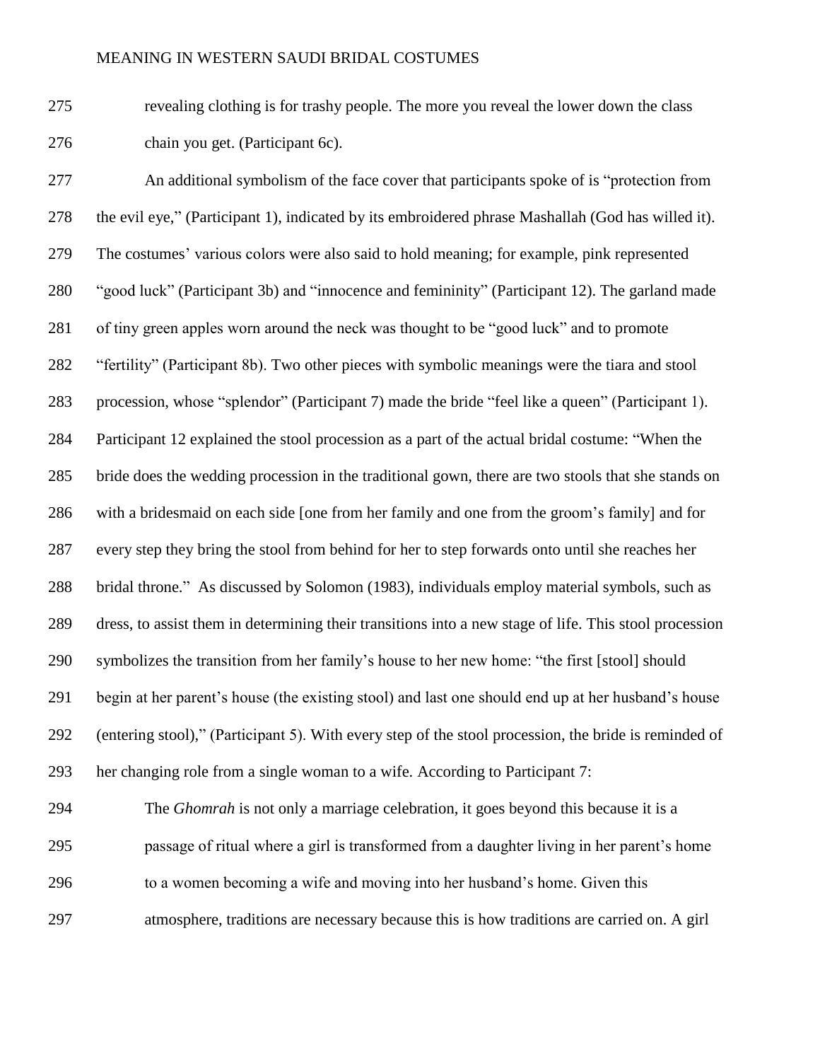revealing clothing is for trashy people. The more you reveal the lower down the class chain you get. (Participant 6c).

An additional symbolism of the face cover that participants spoke of is "protection from the evil eye," (Participant 1), indicated by its embroidered phrase Mashallah (God has willed it). The costumes' various colors were also said to hold meaning; for example, pink represented "good luck" (Participant 3b) and "innocence and femininity" (Participant 12). The garland made of tiny green apples worn around the neck was thought to be "good luck" and to promote "fertility" (Participant 8b). Two other pieces with symbolic meanings were the tiara and stool procession, whose "splendor" (Participant 7) made the bride "feel like a queen" (Participant 1). Participant 12 explained the stool procession as a part of the actual bridal costume: "When the bride does the wedding procession in the traditional gown, there are two stools that she stands on with a bridesmaid on each side [one from her family and one from the groom's family] and for every step they bring the stool from behind for her to step forwards onto until she reaches her bridal throne." As discussed by Solomon (1983), individuals employ material symbols, such as dress, to assist them in determining their transitions into a new stage of life. This stool procession symbolizes the transition from her family's house to her new home: "the first [stool] should begin at her parent's house (the existing stool) and last one should end up at her husband's house (entering stool)," (Participant 5). With every step of the stool procession, the bride is reminded of her changing role from a single woman to a wife. According to Participant 7:

> The *Ghomrah* is not only a marriage celebration, it goes beyond this because it is a passage of ritual where a girl is transformed from a daughter living in her parent's home to a women becoming a wife and moving into her husband's home. Given this atmosphere, traditions are necessary because this is how traditions are carried on. A girl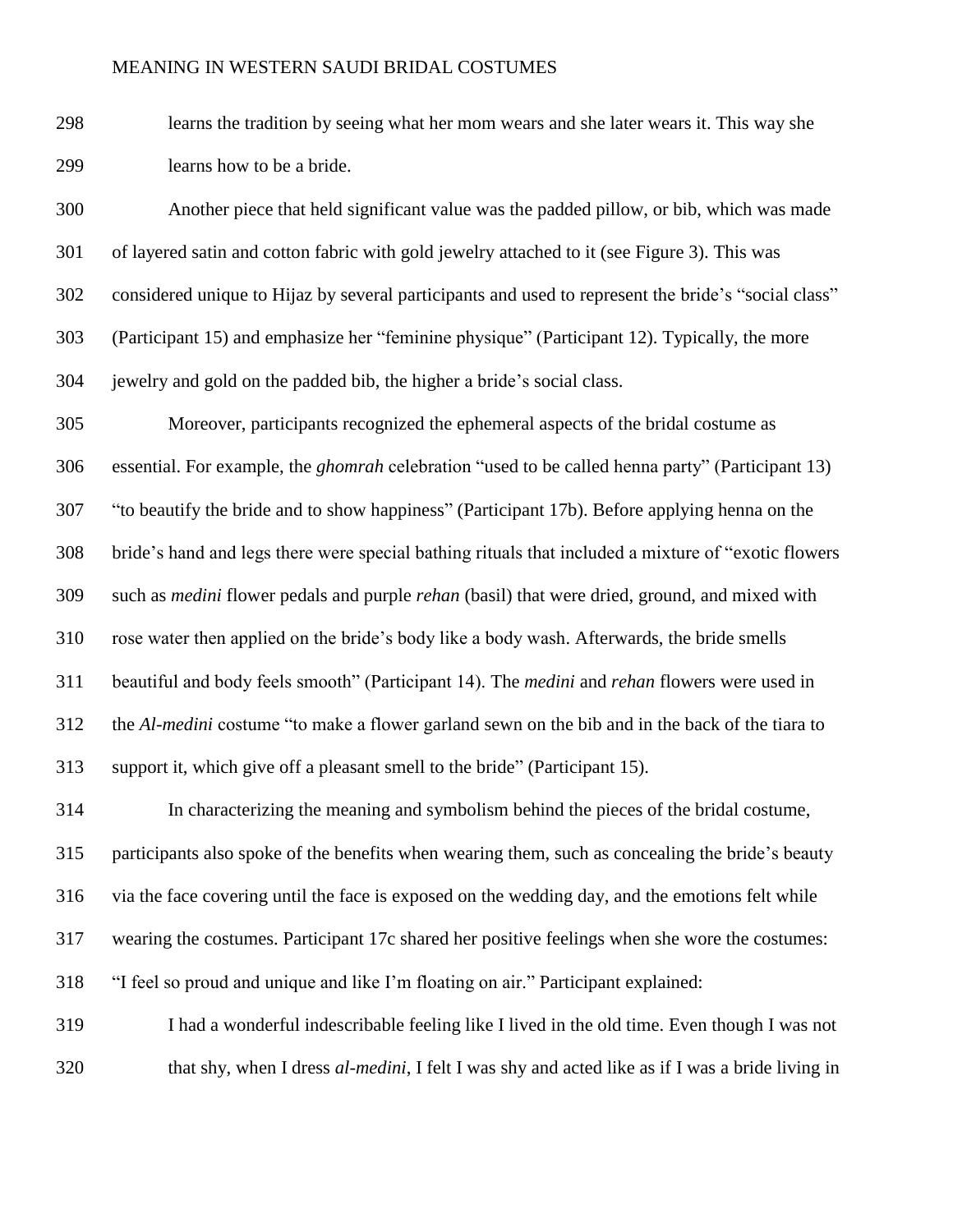learns the tradition by seeing what her mom wears and she later wears it. This way she learns how to be a bride.

Another piece that held significant value was the padded pillow, or bib, which was made of layered satin and cotton fabric with gold jewelry attached to it (see Figure 3). This was considered unique to Hijaz by several participants and used to represent the bride's "social class" (Participant 15) and emphasize her "feminine physique" (Participant 12). Typically, the more jewelry and gold on the padded bib, the higher a bride's social class.

Moreover, participants recognized the ephemeral aspects of the bridal costume as essential. For example, the *ghomrah* celebration "used to be called henna party" (Participant 13) "to beautify the bride and to show happiness" (Participant 17b). Before applying henna on the bride's hand and legs there were special bathing rituals that included a mixture of "exotic flowers such as *medini* flower pedals and purple *rehan* (basil) that were dried, ground, and mixed with rose water then applied on the bride's body like a body wash. Afterwards, the bride smells beautiful and body feels smooth" (Participant 14). The *medini* and *rehan* flowers were used in the *Al-medini* costume "to make a flower garland sewn on the bib and in the back of the tiara to support it, which give off a pleasant smell to the bride" (Participant 15).

In characterizing the meaning and symbolism behind the pieces of the bridal costume, participants also spoke of the benefits when wearing them, such as concealing the bride's beauty via the face covering until the face is exposed on the wedding day, and the emotions felt while wearing the costumes. Participant 17c shared her positive feelings when she wore the costumes: "I feel so proud and unique and like I'm floating on air." Participant explained:

> I had a wonderful indescribable feeling like I lived in the old time. Even though I was not that shy, when I dress *al-medini*, I felt I was shy and acted like as if I was a bride living in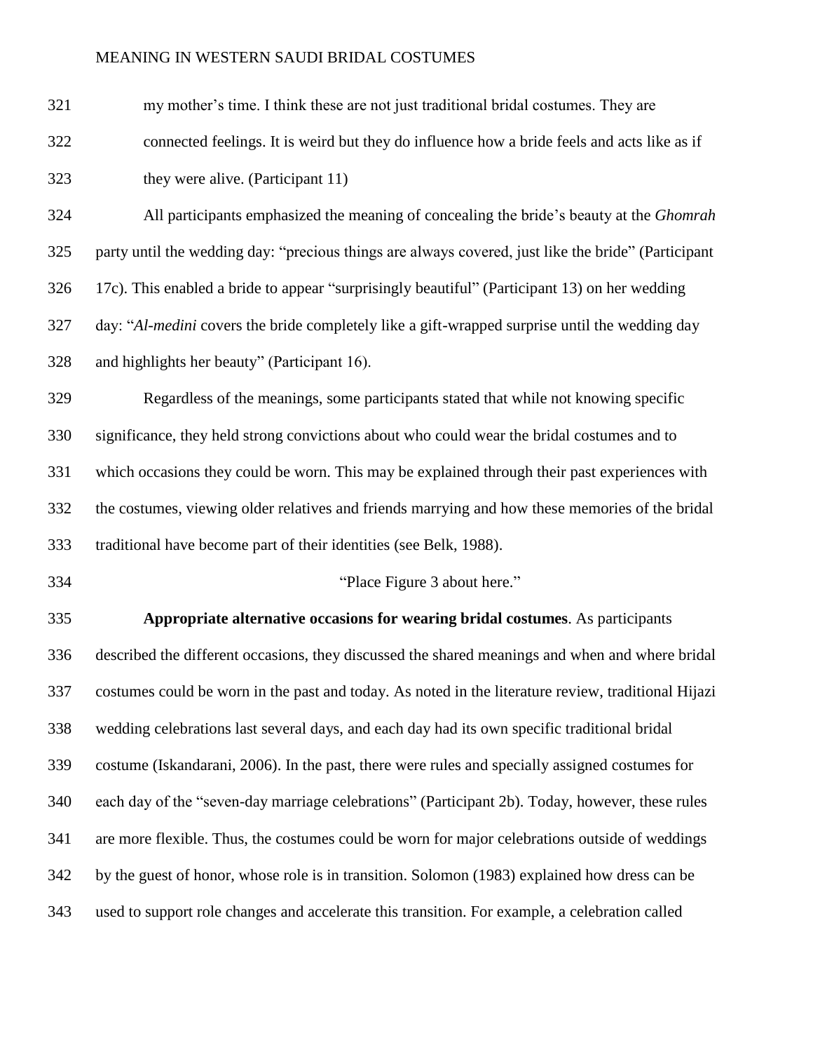my mother's time. I think these are not just traditional bridal costumes. They are connected feelings. It is weird but they do influence how a bride feels and acts like as if they were alive. (Participant 11)

All participants emphasized the meaning of concealing the bride's beauty at the *Ghomrah* party until the wedding day: "precious things are always covered, just like the bride" (Participant 17c). This enabled a bride to appear "surprisingly beautiful" (Participant 13) on her wedding day: "*Al-medini* covers the bride completely like a gift-wrapped surprise until the wedding day and highlights her beauty" (Participant 16).

Regardless of the meanings, some participants stated that while not knowing specific significance, they held strong convictions about who could wear the bridal costumes and to which occasions they could be worn. This may be explained through their past experiences with the costumes, viewing older relatives and friends marrying and how these memories of the bridal traditional have become part of their identities (see Belk, 1988).

"Place Figure 3 about here."

**Appropriate alternative occasions for wearing bridal costumes**. As participants described the different occasions, they discussed the shared meanings and when and where bridal costumes could be worn in the past and today. As noted in the literature review, traditional Hijazi wedding celebrations last several days, and each day had its own specific traditional bridal costume (Iskandarani, 2006). In the past, there were rules and specially assigned costumes for each day of the "seven-day marriage celebrations" (Participant 2b). Today, however, these rules are more flexible. Thus, the costumes could be worn for major celebrations outside of weddings by the guest of honor, whose role is in transition. Solomon (1983) explained how dress can be used to support role changes and accelerate this transition. For example, a celebration called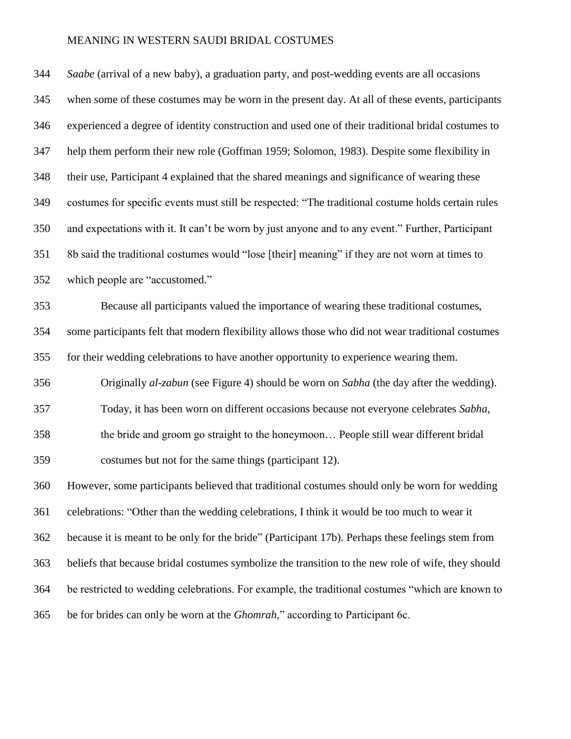*Saabe* (arrival of a new baby), a graduation party, and post-wedding events are all occasions when some of these costumes may be worn in the present day. At all of these events, participants experienced a degree of identity construction and used one of their traditional bridal costumes to help them perform their new role (Goffman 1959; Solomon, 1983). Despite some flexibility in their use, Participant 4 explained that the shared meanings and significance of wearing these costumes for specific events must still be respected: "The traditional costume holds certain rules and expectations with it. It can't be worn by just anyone and to any event." Further, Participant 8b said the traditional costumes would "lose [their] meaning" if they are not worn at times to which people are "accustomed."

Because all participants valued the importance of wearing these traditional costumes, some participants felt that modern flexibility allows those who did not wear traditional costumes for their wedding celebrations to have another opportunity to experience wearing them.

> Originally *al-zabun* (see Figure 4) should be worn on *Sabha* (the day after the wedding). Today, it has been worn on different occasions because not everyone celebrates *Sabha*, the bride and groom go straight to the honeymoon… People still wear different bridal costumes but not for the same things (participant 12).

However, some participants believed that traditional costumes should only be worn for wedding celebrations: "Other than the wedding celebrations, I think it would be too much to wear it because it is meant to be only for the bride" (Participant 17b). Perhaps these feelings stem from beliefs that because bridal costumes symbolize the transition to the new role of wife, they should be restricted to wedding celebrations. For example, the traditional costumes "which are known to be for brides can only be worn at the *Ghomrah*," according to Participant 6c.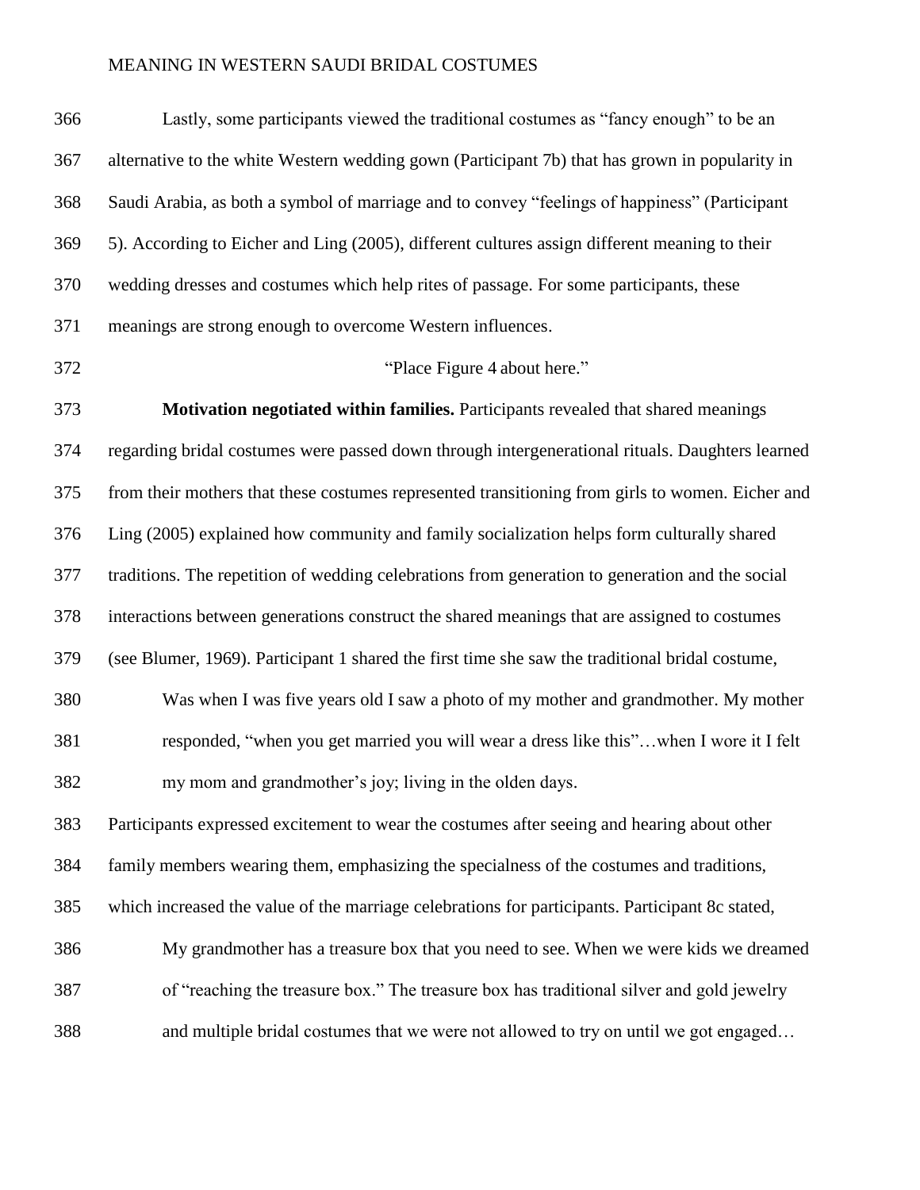Lastly, some participants viewed the traditional costumes as "fancy enough" to be an alternative to the white Western wedding gown (Participant 7b) that has grown in popularity in Saudi Arabia, as both a symbol of marriage and to convey "feelings of happiness" (Participant 5). According to Eicher and Ling (2005), different cultures assign different meaning to their wedding dresses and costumes which help rites of passage. For some participants, these meanings are strong enough to overcome Western influences.

"Place Figure 4 about here."

**Motivation negotiated within families.** Participants revealed that shared meanings regarding bridal costumes were passed down through intergenerational rituals. Daughters learned from their mothers that these costumes represented transitioning from girls to women. Eicher and Ling (2005) explained how community and family socialization helps form culturally shared traditions. The repetition of wedding celebrations from generation to generation and the social interactions between generations construct the shared meanings that are assigned to costumes (see Blumer, 1969). Participant 1 shared the first time she saw the traditional bridal costume,

> Was when I was five years old I saw a photo of my mother and grandmother. My mother responded, "when you get married you will wear a dress like this"…when I wore it I felt my mom and grandmother's joy; living in the olden days.

Participants expressed excitement to wear the costumes after seeing and hearing about other family members wearing them, emphasizing the specialness of the costumes and traditions, which increased the value of the marriage celebrations for participants. Participant 8c stated,

> My grandmother has a treasure box that you need to see. When we were kids we dreamed of "reaching the treasure box." The treasure box has traditional silver and gold jewelry and multiple bridal costumes that we were not allowed to try on until we got engaged…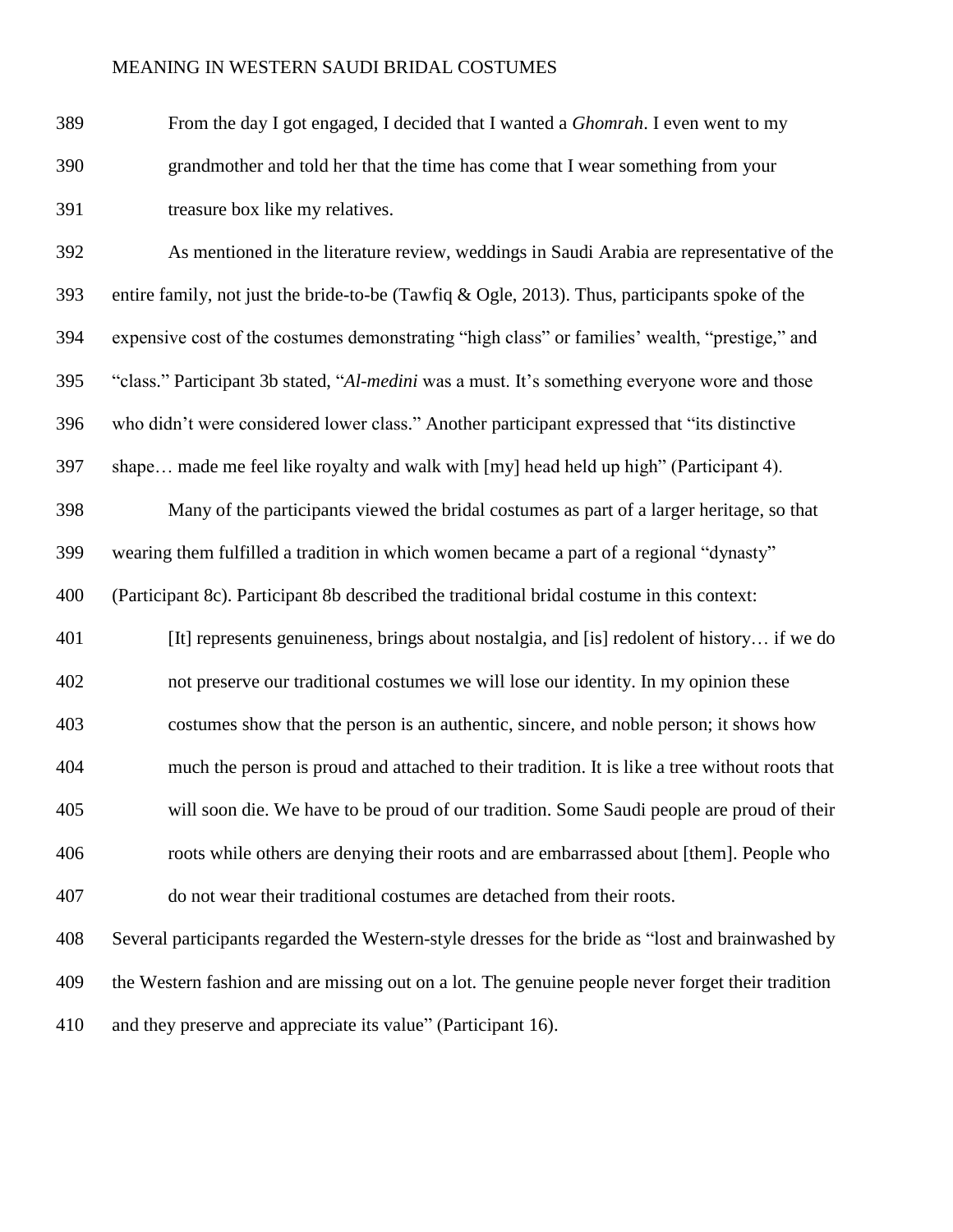> From the day I got engaged, I decided that I wanted a *Ghomrah*. I even went to my grandmother and told her that the time has come that I wear something from your treasure box like my relatives.

As mentioned in the literature review, weddings in Saudi Arabia are representative of the entire family, not just the bride-to-be (Tawfiq & Ogle, 2013). Thus, participants spoke of the expensive cost of the costumes demonstrating "high class" or families' wealth, "prestige," and "class." Participant 3b stated, "*Al-medini* was a must. It's something everyone wore and those who didn't were considered lower class." Another participant expressed that "its distinctive shape… made me feel like royalty and walk with [my] head held up high" (Participant 4).

Many of the participants viewed the bridal costumes as part of a larger heritage, so that wearing them fulfilled a tradition in which women became a part of a regional "dynasty" (Participant 8c). Participant 8b described the traditional bridal costume in this context:

> [It] represents genuineness, brings about nostalgia, and [is] redolent of history… if we do not preserve our traditional costumes we will lose our identity. In my opinion these costumes show that the person is an authentic, sincere, and noble person; it shows how much the person is proud and attached to their tradition. It is like a tree without roots that will soon die. We have to be proud of our tradition. Some Saudi people are proud of their roots while others are denying their roots and are embarrassed about [them]. People who do not wear their traditional costumes are detached from their roots.

Several participants regarded the Western-style dresses for the bride as "lost and brainwashed by the Western fashion and are missing out on a lot. The genuine people never forget their tradition and they preserve and appreciate its value" (Participant 16).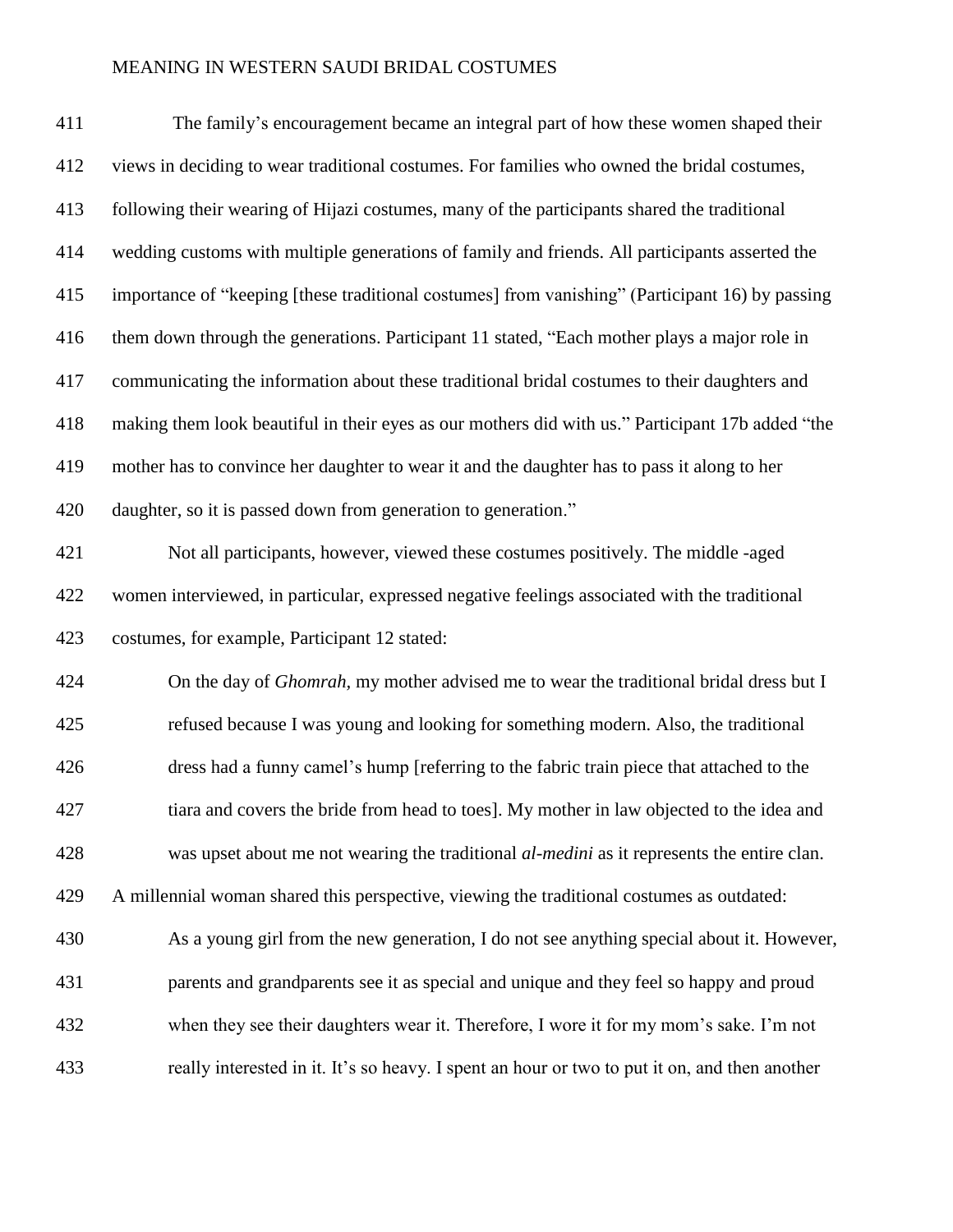The family's encouragement became an integral part of how these women shaped their views in deciding to wear traditional costumes. For families who owned the bridal costumes, following their wearing of Hijazi costumes, many of the participants shared the traditional wedding customs with multiple generations of family and friends. All participants asserted the importance of "keeping [these traditional costumes] from vanishing" (Participant 16) by passing them down through the generations. Participant 11 stated, "Each mother plays a major role in communicating the information about these traditional bridal costumes to their daughters and making them look beautiful in their eyes as our mothers did with us." Participant 17b added "the mother has to convince her daughter to wear it and the daughter has to pass it along to her daughter, so it is passed down from generation to generation."

Not all participants, however, viewed these costumes positively. The middle -aged women interviewed, in particular, expressed negative feelings associated with the traditional costumes, for example, Participant 12 stated:

> On the day of *Ghomrah*, my mother advised me to wear the traditional bridal dress but I refused because I was young and looking for something modern. Also, the traditional dress had a funny camel's hump [referring to the fabric train piece that attached to the tiara and covers the bride from head to toes]. My mother in law objected to the idea and was upset about me not wearing the traditional *al-medini* as it represents the entire clan.

A millennial woman shared this perspective, viewing the traditional costumes as outdated:

> As a young girl from the new generation, I do not see anything special about it. However, parents and grandparents see it as special and unique and they feel so happy and proud when they see their daughters wear it. Therefore, I wore it for my mom's sake. I'm not really interested in it. It's so heavy. I spent an hour or two to put it on, and then another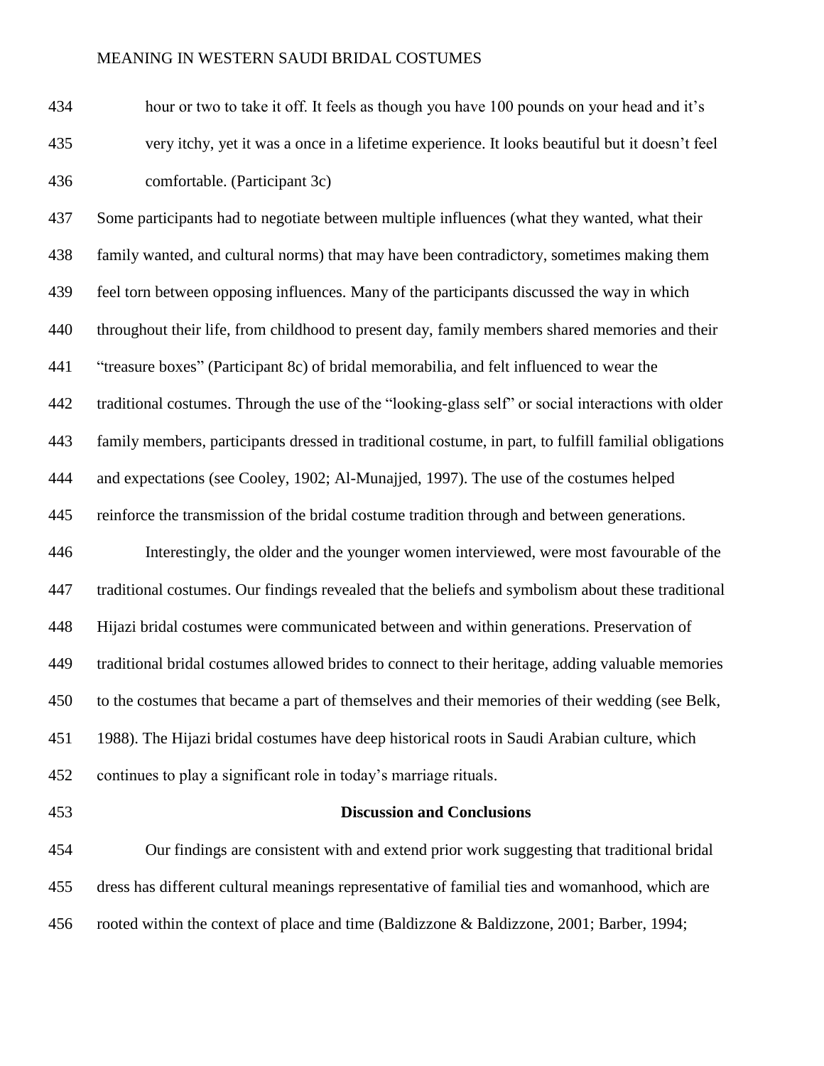hour or two to take it off. It feels as though you have 100 pounds on your head and it's very itchy, yet it was a once in a lifetime experience. It looks beautiful but it doesn't feel comfortable. (Participant 3c)

Some participants had to negotiate between multiple influences (what they wanted, what their family wanted, and cultural norms) that may have been contradictory, sometimes making them feel torn between opposing influences. Many of the participants discussed the way in which throughout their life, from childhood to present day, family members shared memories and their "treasure boxes" (Participant 8c) of bridal memorabilia, and felt influenced to wear the traditional costumes. Through the use of the "looking-glass self" or social interactions with older family members, participants dressed in traditional costume, in part, to fulfill familial obligations and expectations (see Cooley, 1902; Al-Munajjed, 1997). The use of the costumes helped reinforce the transmission of the bridal costume tradition through and between generations.

Interestingly, the older and the younger women interviewed, were most favourable of the traditional costumes. Our findings revealed that the beliefs and symbolism about these traditional Hijazi bridal costumes were communicated between and within generations. Preservation of traditional bridal costumes allowed brides to connect to their heritage, adding valuable memories to the costumes that became a part of themselves and their memories of their wedding (see Belk, 1988). The Hijazi bridal costumes have deep historical roots in Saudi Arabian culture, which continues to play a significant role in today's marriage rituals.

## Discussion and Conclusions

Our findings are consistent with and extend prior work suggesting that traditional bridal dress has different cultural meanings representative of familial ties and womanhood, which are rooted within the context of place and time (Baldizzone & Baldizzone, 2001; Barber, 1994;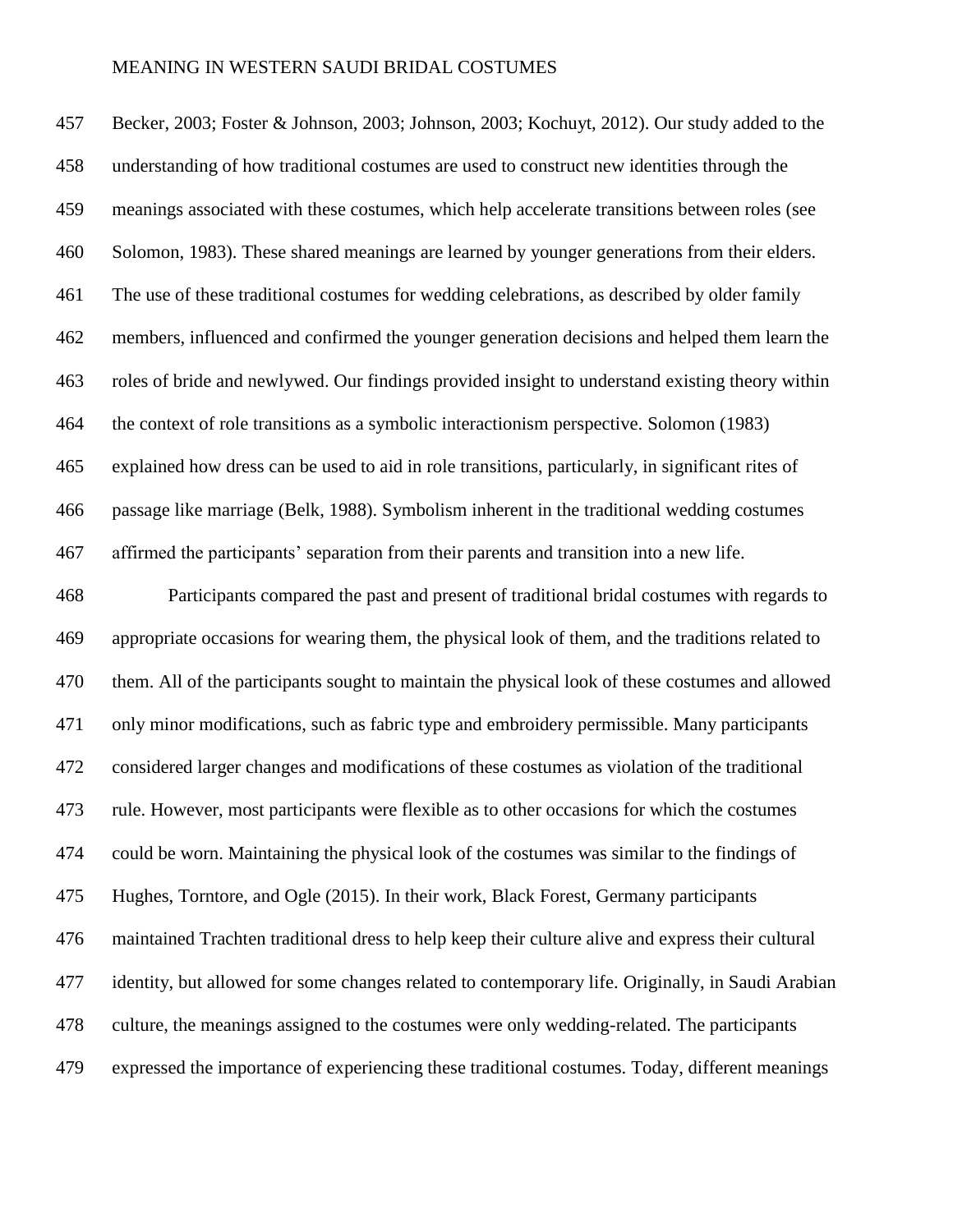Becker, 2003; Foster & Johnson, 2003; Johnson, 2003; Kochuyt, 2012). Our study added to the understanding of how traditional costumes are used to construct new identities through the meanings associated with these costumes, which help accelerate transitions between roles (see Solomon, 1983). These shared meanings are learned by younger generations from their elders. The use of these traditional costumes for wedding celebrations, as described by older family members, influenced and confirmed the younger generation decisions and helped them learn the roles of bride and newlywed. Our findings provided insight to understand existing theory within the context of role transitions as a symbolic interactionism perspective. Solomon (1983) explained how dress can be used to aid in role transitions, particularly, in significant rites of passage like marriage (Belk, 1988). Symbolism inherent in the traditional wedding costumes affirmed the participants' separation from their parents and transition into a new life.

Participants compared the past and present of traditional bridal costumes with regards to appropriate occasions for wearing them, the physical look of them, and the traditions related to them. All of the participants sought to maintain the physical look of these costumes and allowed only minor modifications, such as fabric type and embroidery permissible. Many participants considered larger changes and modifications of these costumes as violation of the traditional rule. However, most participants were flexible as to other occasions for which the costumes could be worn. Maintaining the physical look of the costumes was similar to the findings of Hughes, Torntore, and Ogle (2015). In their work, Black Forest, Germany participants maintained Trachten traditional dress to help keep their culture alive and express their cultural identity, but allowed for some changes related to contemporary life. Originally, in Saudi Arabian culture, the meanings assigned to the costumes were only wedding-related. The participants expressed the importance of experiencing these traditional costumes. Today, different meanings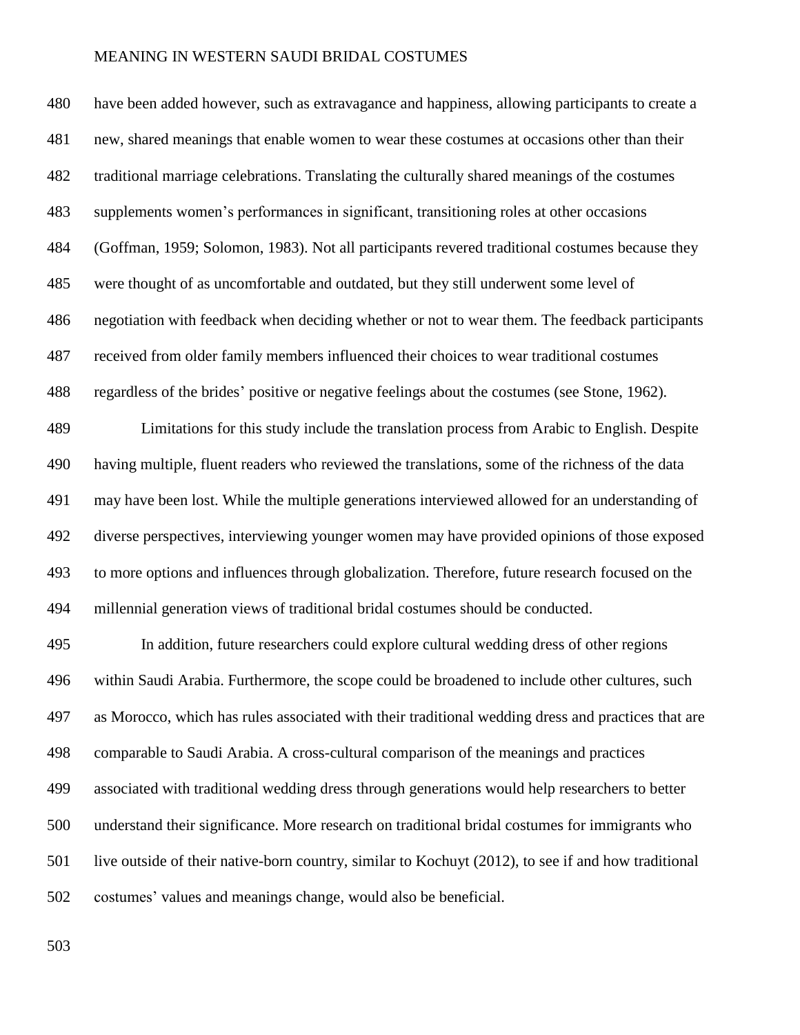have been added however, such as extravagance and happiness, allowing participants to create a new, shared meanings that enable women to wear these costumes at occasions other than their traditional marriage celebrations. Translating the culturally shared meanings of the costumes supplements women's performances in significant, transitioning roles at other occasions (Goffman, 1959; Solomon, 1983). Not all participants revered traditional costumes because they were thought of as uncomfortable and outdated, but they still underwent some level of negotiation with feedback when deciding whether or not to wear them. The feedback participants received from older family members influenced their choices to wear traditional costumes regardless of the brides' positive or negative feelings about the costumes (see Stone, 1962).

Limitations for this study include the translation process from Arabic to English. Despite having multiple, fluent readers who reviewed the translations, some of the richness of the data may have been lost. While the multiple generations interviewed allowed for an understanding of diverse perspectives, interviewing younger women may have provided opinions of those exposed to more options and influences through globalization. Therefore, future research focused on the millennial generation views of traditional bridal costumes should be conducted.

In addition, future researchers could explore cultural wedding dress of other regions within Saudi Arabia. Furthermore, the scope could be broadened to include other cultures, such as Morocco, which has rules associated with their traditional wedding dress and practices that are comparable to Saudi Arabia. A cross-cultural comparison of the meanings and practices associated with traditional wedding dress through generations would help researchers to better understand their significance. More research on traditional bridal costumes for immigrants who live outside of their native-born country, similar to Kochuyt (2012), to see if and how traditional costumes' values and meanings change, would also be beneficial.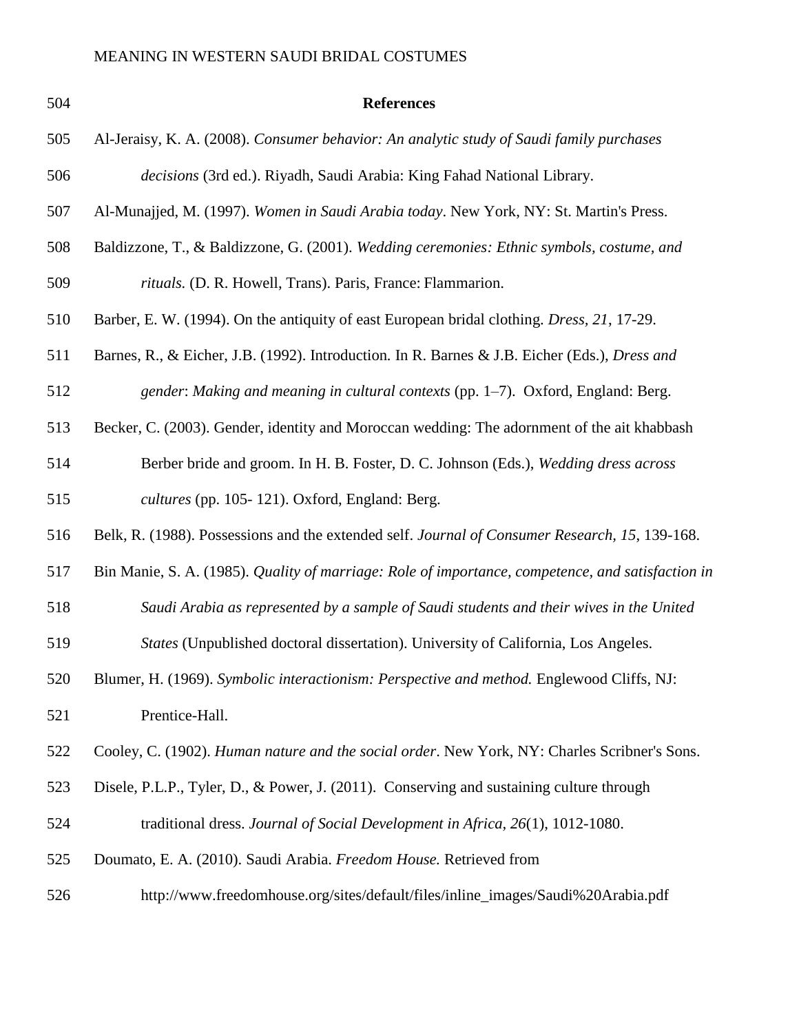## References

Al-Jeraisy, K. A. (2008). *Consumer behavior: An analytic study of Saudi family purchases decisions* (3rd ed.). Riyadh, Saudi Arabia: King Fahad National Library.

Al-Munajjed, M. (1997). *Women in Saudi Arabia today*. New York, NY: St. Martin's Press.

Baldizzone, T., & Baldizzone, G. (2001). *Wedding ceremonies: Ethnic symbols, costume, and rituals.* (D. R. Howell, Trans). Paris, France: Flammarion.

Barber, E. W. (1994). On the antiquity of east European bridal clothing. *Dress, 21*, 17-29.

Barnes, R., & Eicher, J.B. (1992). Introduction. In R. Barnes & J.B. Eicher (Eds.), *Dress and gender*: *Making and meaning in cultural contexts* (pp. 1–7). Oxford, England: Berg.

Becker, C. (2003). Gender, identity and Moroccan wedding: The adornment of the ait khabbash Berber bride and groom. In H. B. Foster, D. C. Johnson (Eds.), *Wedding dress across cultures* (pp. 105- 121). Oxford, England: Berg.

Belk, R. (1988). Possessions and the extended self. *Journal of Consumer Research, 15*, 139-168.

Bin Manie, S. A. (1985). *Quality of marriage: Role of importance, competence, and satisfaction in Saudi Arabia as represented by a sample of Saudi students and their wives in the United States* (Unpublished doctoral dissertation). University of California, Los Angeles.

Blumer, H. (1969). *Symbolic interactionism: Perspective and method.* Englewood Cliffs, NJ: Prentice-Hall.

Cooley, C. (1902). *Human nature and the social order*. New York, NY: Charles Scribner's Sons.

Disele, P.L.P., Tyler, D., & Power, J. (2011). Conserving and sustaining culture through traditional dress. *Journal of Social Development in Africa, 26*(1), 1012-1080.

Doumato, E. A. (2010). Saudi Arabia. *Freedom House.* Retrieved from http://www.freedomhouse.org/sites/default/files/inline_images/Saudi%20Arabia.pdf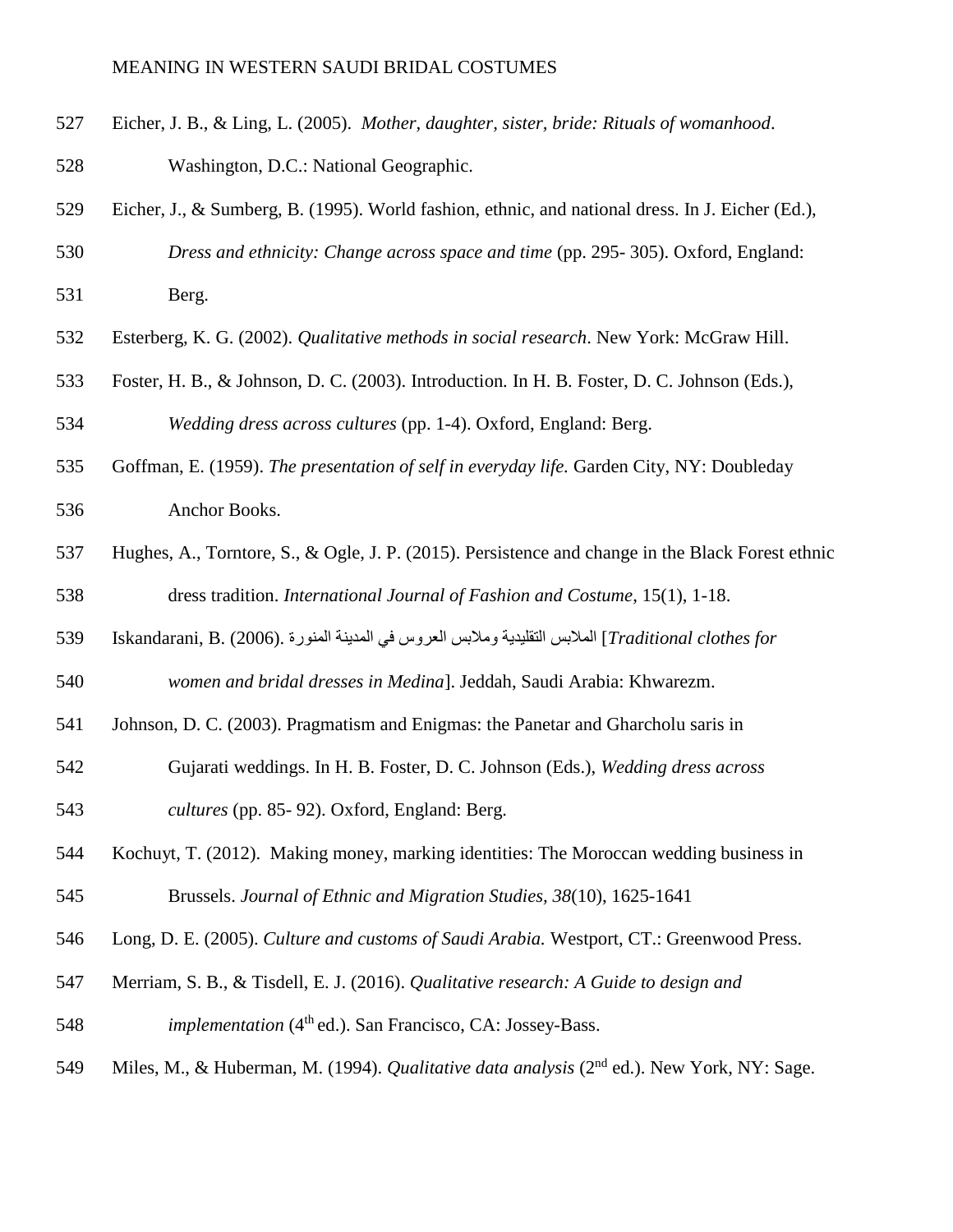Eicher, J. B., & Ling, L. (2005). *Mother, daughter, sister, bride: Rituals of womanhood*. Washington, D.C.: National Geographic.

Eicher, J., & Sumberg, B. (1995). World fashion, ethnic, and national dress. In J. Eicher (Ed.), *Dress and ethnicity: Change across space and time* (pp. 295- 305). Oxford, England: Berg.

Esterberg, K. G. (2002). *Qualitative methods in social research*. New York: McGraw Hill.

Foster, H. B., & Johnson, D. C. (2003). Introduction. In H. B. Foster, D. C. Johnson (Eds.), *Wedding dress across cultures* (pp. 1-4). Oxford, England: Berg.

Goffman, E. (1959). *The presentation of self in everyday life.* Garden City, NY: Doubleday Anchor Books.

Hughes, A., Torntore, S., & Ogle, J. P. (2015). Persistence and change in the Black Forest ethnic dress tradition. *International Journal of Fashion and Costume*, 15(1), 1-18.

Iskandarani, B. (2006). الملابس التقليدية وملابس العروس في المدينة المنورة [*Traditional clothes for women and bridal dresses in Medina*]. Jeddah, Saudi Arabia: Khwarezm.

Johnson, D. C. (2003). Pragmatism and Enigmas: the Panetar and Gharcholu saris in Gujarati weddings. In H. B. Foster, D. C. Johnson (Eds.), *Wedding dress across cultures* (pp. 85- 92). Oxford, England: Berg.

Kochuyt, T. (2012). Making money, marking identities: The Moroccan wedding business in Brussels. *Journal of Ethnic and Migration Studies, 38*(10), 1625-1641

Long, D. E. (2005). *Culture and customs of Saudi Arabia.* Westport, CT.: Greenwood Press.

Merriam, S. B., & Tisdell, E. J. (2016). *Qualitative research: A Guide to design and implementation* (4th ed.). San Francisco, CA: Jossey-Bass.

Miles, M., & Huberman, M. (1994). *Qualitative data analysis* (2nd ed.). New York, NY: Sage.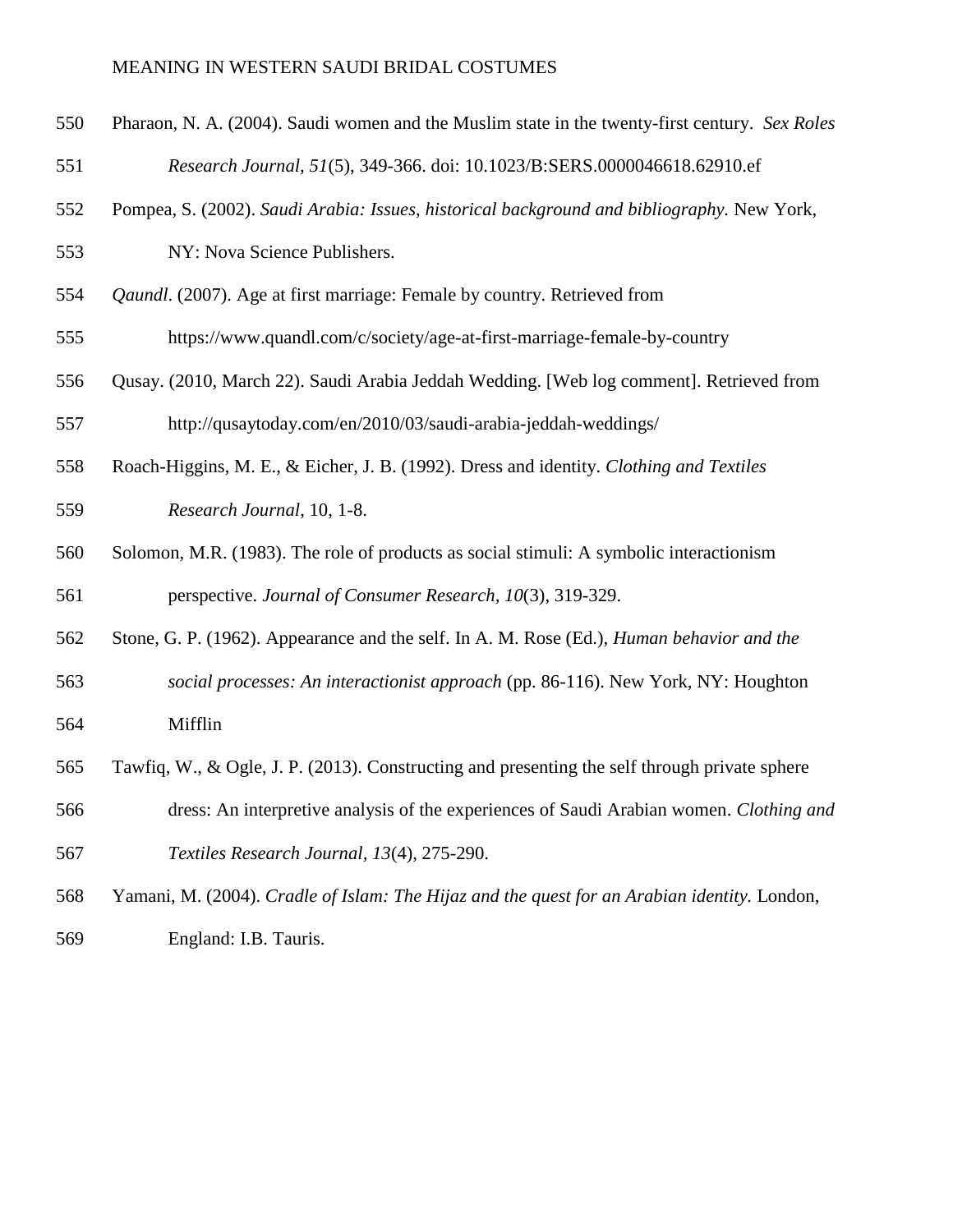Pharaon, N. A. (2004). Saudi women and the Muslim state in the twenty-first century. *Sex Roles Research Journal, 51*(5), 349-366. doi: 10.1023/B:SERS.0000046618.62910.ef

Pompea, S. (2002). *Saudi Arabia: Issues, historical background and bibliography.* New York, NY: Nova Science Publishers.

*Qaundl*. (2007). Age at first marriage: Female by country. Retrieved from https://www.quandl.com/c/society/age-at-first-marriage-female-by-country

Qusay. (2010, March 22). Saudi Arabia Jeddah Wedding. [Web log comment]. Retrieved from http://qusaytoday.com/en/2010/03/saudi-arabia-jeddah-weddings/

Roach-Higgins, M. E., & Eicher, J. B. (1992). Dress and identity. *Clothing and Textiles Research Journal*, 10, 1-8.

Solomon, M.R. (1983). The role of products as social stimuli: A symbolic interactionism perspective. *Journal of Consumer Research, 10*(3), 319-329.

Stone, G. P. (1962). Appearance and the self. In A. M. Rose (Ed.), *Human behavior and the social processes: An interactionist approach* (pp. 86-116). New York, NY: Houghton Mifflin

Tawfiq, W., & Ogle, J. P. (2013). Constructing and presenting the self through private sphere dress: An interpretive analysis of the experiences of Saudi Arabian women. *Clothing and Textiles Research Journal, 13*(4), 275-290.

Yamani, M. (2004). *Cradle of Islam: The Hijaz and the quest for an Arabian identity.* London, England: I.B. Tauris.